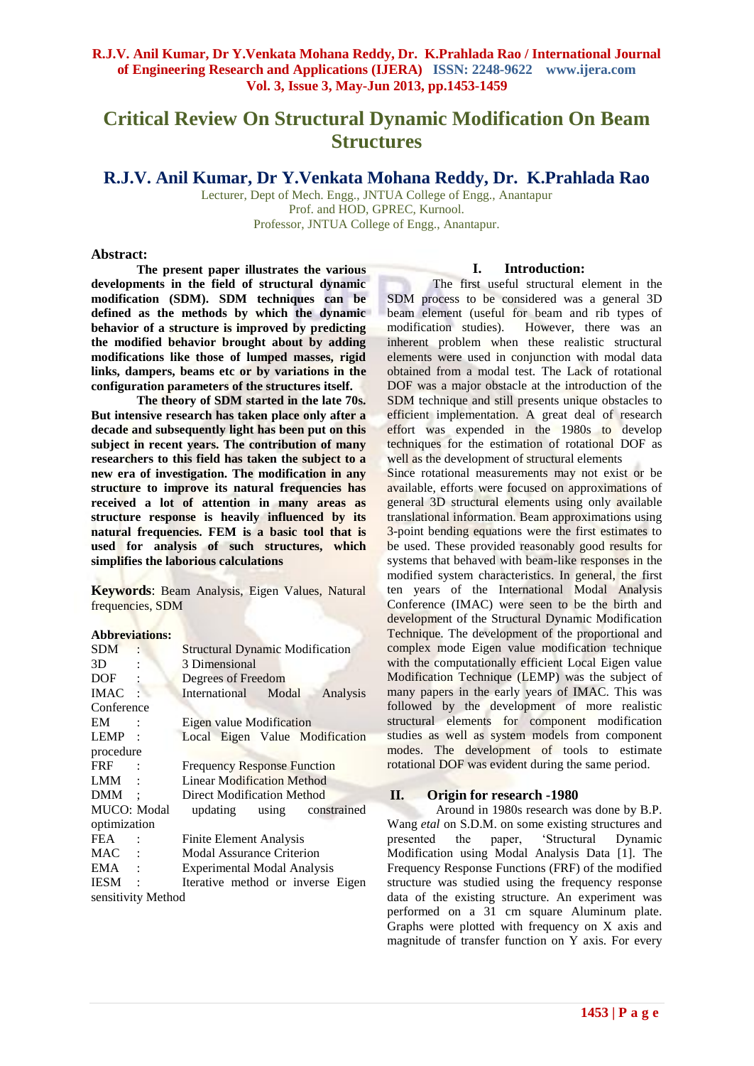# Critical Review On Structural Dynamic Modification On Beam Structures

## R.J.V. Anil Kumar, Dr Y.Venkata Mohana Reddy, Dr. K.Prahlada Rao

Lecturer, Dept of Mech. Engg., JNTUA College of Engg., Anantapur
Prof. and HOD, GPREC, Kurnool.
Professor, JNTUA College of Engg., Anantapur.

**Abstract:**

**The present paper illustrates the various developments in the field of structural dynamic modification (SDM). SDM techniques can be defined as the methods by which the dynamic behavior of a structure is improved by predicting the modified behavior brought about by adding modifications like those of lumped masses, rigid links, dampers, beams etc or by variations in the configuration parameters of the structures itself.**

**The theory of SDM started in the late 70s. But intensive research has taken place only after a decade and subsequently light has been put on this subject in recent years. The contribution of many researchers to this field has taken the subject to a new era of investigation. The modification in any structure to improve its natural frequencies has received a lot of attention in many areas as structure response is heavily influenced by its natural frequencies. FEM is a basic tool that is used for analysis of such structures, which simplifies the laborious calculations**

**Keywords**: Beam Analysis, Eigen Values, Natural frequencies, SDM

**Abbreviations:**

| | | |
|---|---|---|
| SDM | : | Structural Dynamic Modification |
| 3D | : | 3 Dimensional |
| DOF | : | Degrees of Freedom |
| IMAC | : | International Modal Analysis Conference |
| EM | : | Eigen value Modification |
| LEMP | : | Local Eigen Value Modification procedure |
| FRF | : | Frequency Response Function |
| LMM | : | Linear Modification Method |
| DMM | ; | Direct Modification Method |
| MUCO | : | Modal updating using constrained optimization |
| FEA | : | Finite Element Analysis |
| MAC | : | Modal Assurance Criterion |
| EMA | : | Experimental Modal Analysis |
| IESM | : | Iterative method or inverse Eigen sensitivity Method |

## I. Introduction:

The first useful structural element in the SDM process to be considered was a general 3D beam element (useful for beam and rib types of modification studies). However, there was an inherent problem when these realistic structural elements were used in conjunction with modal data obtained from a modal test. The Lack of rotational DOF was a major obstacle at the introduction of the SDM technique and still presents unique obstacles to efficient implementation. A great deal of research effort was expended in the 1980s to develop techniques for the estimation of rotational DOF as well as the development of structural elements

Since rotational measurements may not exist or be available, efforts were focused on approximations of general 3D structural elements using only available translational information. Beam approximations using 3-point bending equations were the first estimates to be used. These provided reasonably good results for systems that behaved with beam-like responses in the modified system characteristics. In general, the first ten years of the International Modal Analysis Conference (IMAC) were seen to be the birth and development of the Structural Dynamic Modification Technique. The development of the proportional and complex mode Eigen value modification technique with the computationally efficient Local Eigen value Modification Technique (LEMP) was the subject of many papers in the early years of IMAC. This was followed by the development of more realistic structural elements for component modification studies as well as system models from component modes. The development of tools to estimate rotational DOF was evident during the same period.

## II. Origin for research -1980

Around in 1980s research was done by B.P. Wang *etal* on S.D.M. on some existing structures and presented the paper, 'Structural Dynamic Modification using Modal Analysis Data [1]. The Frequency Response Functions (FRF) of the modified structure was studied using the frequency response data of the existing structure. An experiment was performed on a 31 cm square Aluminum plate. Graphs were plotted with frequency on X axis and magnitude of transfer function on Y axis. For every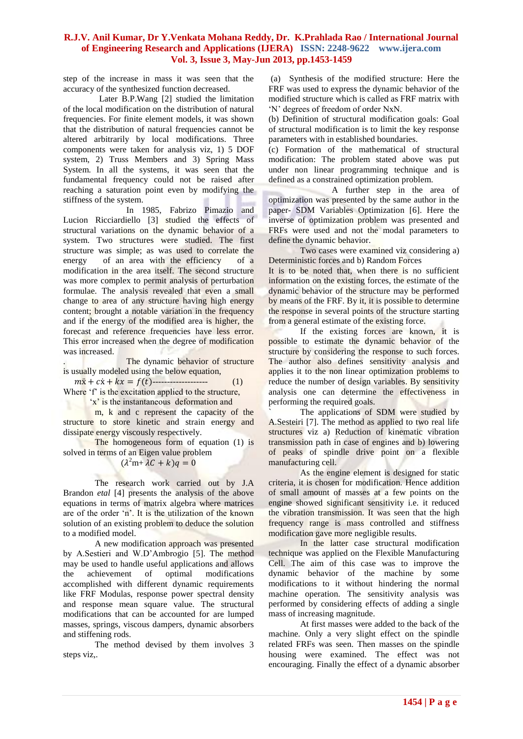step of the increase in mass it was seen that the accuracy of the synthesized function decreased.

Later B.P.Wang [2] studied the limitation of the local modification on the distribution of natural frequencies. For finite element models, it was shown that the distribution of natural frequencies cannot be altered arbitrarily by local modifications. Three components were taken for analysis viz, 1) 5 DOF system, 2) Truss Members and 3) Spring Mass System. In all the systems, it was seen that the fundamental frequency could not be raised after reaching a saturation point even by modifying the stiffness of the system.

In 1985, Fabrizo Pimazio and Lucion Ricciardiello [3] studied the effects of structural variations on the dynamic behavior of a system. Two structures were studied. The first structure was simple; as was used to correlate the energy of an area with the efficiency of a modification in the area itself. The second structure was more complex to permit analysis of perturbation formulae. The analysis revealed that even a small change to area of any structure having high energy content; brought a notable variation in the frequency and if the energy of the modified area is higher, the forecast and reference frequencies have less error. This error increased when the degree of modification was increased.

. The dynamic behavior of structure is usually modeled using the below equation,

$$m\ddot{x} + c\dot{x} + kx = f(t) \text{-------------------} \quad (1)$$

Where 'f' is the excitation applied to the structure,

'x' is the instantaneous deformation and

m, k and c represent the capacity of the structure to store kinetic and strain energy and dissipate energy viscously respectively.

The homogeneous form of equation (1) is solved in terms of an Eigen value problem

$$(\lambda^2\text{m} + \lambda C + k)q = 0$$

The research work carried out by J.A Brandon *etal* [4] presents the analysis of the above equations in terms of matrix algebra where matrices are of the order 'n'. It is the utilization of the known solution of an existing problem to deduce the solution to a modified model.

A new modification approach was presented by A.Sestieri and W.D'Ambrogio [5]. The method may be used to handle useful applications and allows the achievement of optimal modifications accomplished with different dynamic requirements like FRF Modulas, response power spectral density and response mean square value. The structural modifications that can be accounted for are lumped masses, springs, viscous dampers, dynamic absorbers and stiffening rods.

The method devised by them involves 3 steps viz,.

(a) Synthesis of the modified structure: Here the FRF was used to express the dynamic behavior of the modified structure which is called as FRF matrix with 'N' degrees of freedom of order NxN.

(b) Definition of structural modification goals: Goal of structural modification is to limit the key response parameters with in established boundaries.

(c) Formation of the mathematical of structural modification: The problem stated above was put under non linear programming technique and is defined as a constrained optimization problem.

A further step in the area of optimization was presented by the same author in the paper- SDM Variables Optimization [6]. Here the inverse of optimization problem was presented and FRFs were used and not the modal parameters to define the dynamic behavior.

Two cases were examined viz considering a) Deterministic forces and b) Random Forces

It is to be noted that, when there is no sufficient information on the existing forces, the estimate of the dynamic behavior of the structure may be performed by means of the FRF. By it, it is possible to determine the response in several points of the structure starting from a general estimate of the existing force.

If the existing forces are known, it is possible to estimate the dynamic behavior of the structure by considering the response to such forces. The author also defines sensitivity analysis and applies it to the non linear optimization problems to reduce the number of design variables. By sensitivity analysis one can determine the effectiveness in performing the required goals.

` The applications of SDM were studied by A.Sesteiri [7]. The method as applied to two real life structures viz a) Reduction of kinematic vibration transmission path in case of engines and b) lowering of peaks of spindle drive point on a flexible manufacturing cell.

As the engine element is designed for static criteria, it is chosen for modification. Hence addition of small amount of masses at a few points on the engine showed significant sensitivity i.e. it reduced the vibration transmission. It was seen that the high frequency range is mass controlled and stiffness modification gave more negligible results.

In the latter case structural modification technique was applied on the Flexible Manufacturing Cell. The aim of this case was to improve the dynamic behavior of the machine by some modifications to it without hindering the normal machine operation. The sensitivity analysis was performed by considering effects of adding a single mass of increasing magnitude.

At first masses were added to the back of the machine. Only a very slight effect on the spindle related FRFs was seen. Then masses on the spindle housing were examined. The effect was not encouraging. Finally the effect of a dynamic absorber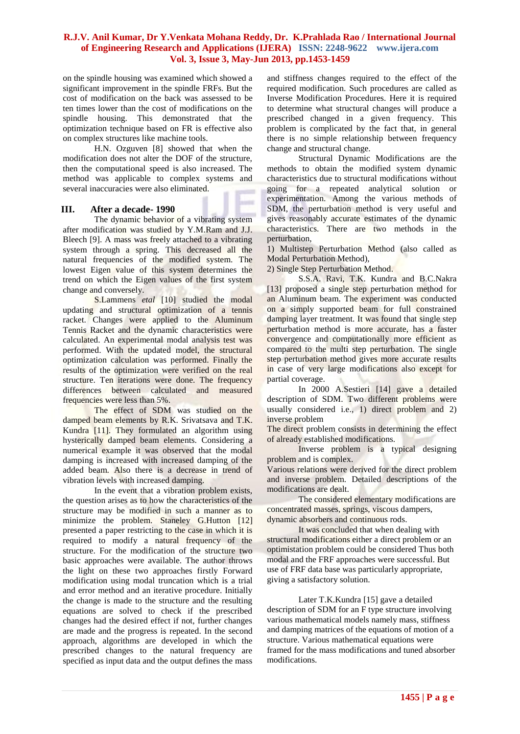on the spindle housing was examined which showed a significant improvement in the spindle FRFs. But the cost of modification on the back was assessed to be ten times lower than the cost of modifications on the spindle housing. This demonstrated that the optimization technique based on FR is effective also on complex structures like machine tools.

H.N. Ozguven [8] showed that when the modification does not alter the DOF of the structure, then the computational speed is also increased. The method was applicable to complex systems and several inaccuracies were also eliminated.

## III. After a decade- 1990

The dynamic behavior of a vibrating system after modification was studied by Y.M.Ram and J.J. Bleech [9]. A mass was freely attached to a vibrating system through a spring. This decreased all the natural frequencies of the modified system. The lowest Eigen value of this system determines the trend on which the Eigen values of the first system change and conversely.

S.Lammens *etal* [10] studied the modal updating and structural optimization of a tennis racket. Changes were applied to the Aluminum Tennis Racket and the dynamic characteristics were calculated. An experimental modal analysis test was performed. With the updated model, the structural optimization calculation was performed. Finally the results of the optimization were verified on the real structure. Ten iterations were done. The frequency differences between calculated and measured frequencies were less than 5%.

The effect of SDM was studied on the damped beam elements by R.K. Srivatsava and T.K. Kundra [11]. They formulated an algorithm using hysterically damped beam elements. Considering a numerical example it was observed that the modal damping is increased with increased damping of the added beam. Also there is a decrease in trend of vibration levels with increased damping.

In the event that a vibration problem exists, the question arises as to how the characteristics of the structure may be modified in such a manner as to minimize the problem. Staneley G.Hutton [12] presented a paper restricting to the case in which it is required to modify a natural frequency of the structure. For the modification of the structure two basic approaches were available. The author throws the light on these two approaches firstly Forward modification using modal truncation which is a trial and error method and an iterative procedure. Initially the change is made to the structure and the resulting equations are solved to check if the prescribed changes had the desired effect if not, further changes are made and the progress is repeated. In the second approach, algorithms are developed in which the prescribed changes to the natural frequency are specified as input data and the output defines the mass and stiffness changes required to the effect of the required modification. Such procedures are called as Inverse Modification Procedures. Here it is required to determine what structural changes will produce a prescribed changed in a given frequency. This problem is complicated by the fact that, in general there is no simple relationship between frequency change and structural change.

Structural Dynamic Modifications are the methods to obtain the modified system dynamic characteristics due to structural modifications without going for a repeated analytical solution or experimentation. Among the various methods of SDM, the perturbation method is very useful and gives reasonably accurate estimates of the dynamic characteristics. There are two methods in the perturbation,

1) Multistep Perturbation Method (also called as Modal Perturbation Method),
2) Single Step Perturbation Method.

S.S.A. Ravi, T.K. Kundra and B.C.Nakra [13] proposed a single step perturbation method for an Aluminum beam. The experiment was conducted on a simply supported beam for full constrained damping layer treatment. It was found that single step perturbation method is more accurate, has a faster convergence and computationally more efficient as compared to the multi step perturbation. The single step perturbation method gives more accurate results in case of very large modifications also except for partial coverage.

In 2000 A.Sestieri [14] gave a detailed description of SDM. Two different problems were usually considered i.e., 1) direct problem and 2) inverse problem

The direct problem consists in determining the effect of already established modifications.

Inverse problem is a typical designing problem and is complex.

Various relations were derived for the direct problem and inverse problem. Detailed descriptions of the modifications are dealt.

The considered elementary modifications are concentrated masses, springs, viscous dampers, dynamic absorbers and continuous rods.

It was concluded that when dealing with structural modifications either a direct problem or an optimistation problem could be considered Thus both modal and the FRF approaches were successful. But use of FRF data base was particularly appropriate, giving a satisfactory solution.

Later T.K.Kundra [15] gave a detailed description of SDM for an F type structure involving various mathematical models namely mass, stiffness and damping matrices of the equations of motion of a structure. Various mathematical equations were framed for the mass modifications and tuned absorber modifications.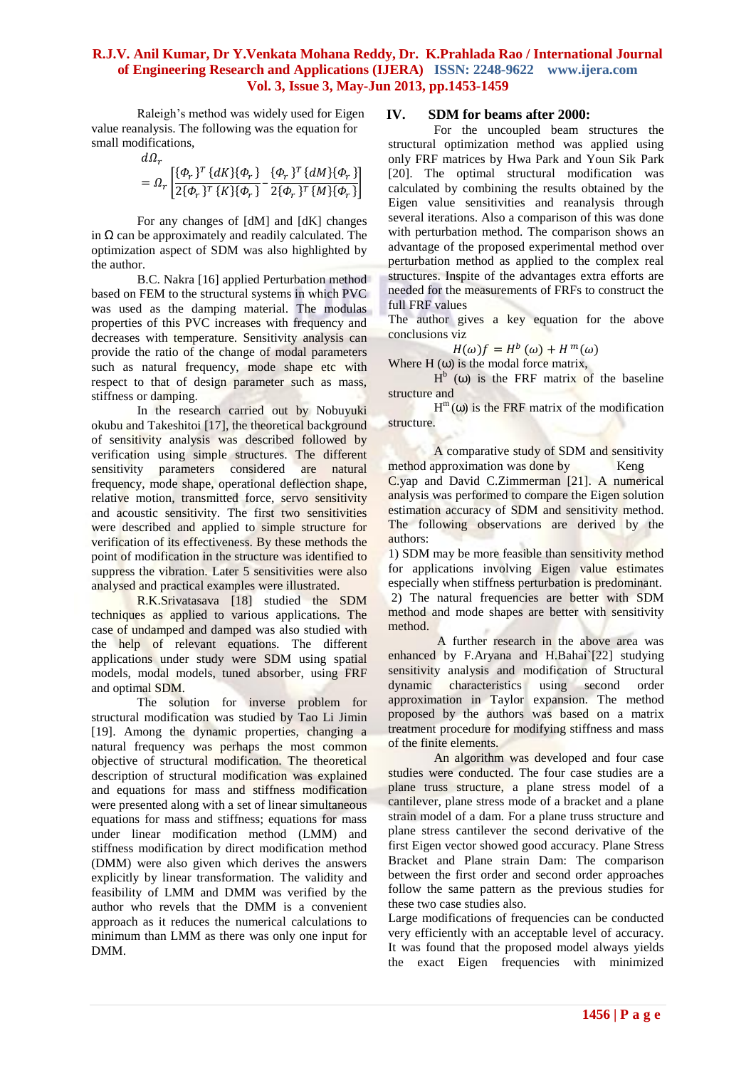Raleigh's method was widely used for Eigen value reanalysis. The following was the equation for small modifications,

$$d\Omega_r = \Omega_r \left[ \frac{\{\Phi_r\}^T \{dK\}\{\Phi_r\}}{2\{\Phi_r\}^T \{K\}\{\Phi_r\}} - \frac{\{\Phi_r\}^T \{dM\}\{\Phi_r\}}{2\{\Phi_r\}^T \{M\}\{\Phi_r\}} \right]$$

For any changes of [dM] and [dK] changes in Ω can be approximately and readily calculated. The optimization aspect of SDM was also highlighted by the author.

B.C. Nakra [16] applied Perturbation method based on FEM to the structural systems in which PVC was used as the damping material. The modulas properties of this PVC increases with frequency and decreases with temperature. Sensitivity analysis can provide the ratio of the change of modal parameters such as natural frequency, mode shape etc with respect to that of design parameter such as mass, stiffness or damping.

In the research carried out by Nobuyuki okubu and Takeshitoi [17], the theoretical background of sensitivity analysis was described followed by verification using simple structures. The different sensitivity parameters considered are natural frequency, mode shape, operational deflection shape, relative motion, transmitted force, servo sensitivity and acoustic sensitivity. The first two sensitivities were described and applied to simple structure for verification of its effectiveness. By these methods the point of modification in the structure was identified to suppress the vibration. Later 5 sensitivities were also analysed and practical examples were illustrated.

R.K.Srivatasava [18] studied the SDM techniques as applied to various applications. The case of undamped and damped was also studied with the help of relevant equations. The different applications under study were SDM using spatial models, modal models, tuned absorber, using FRF and optimal SDM.

The solution for inverse problem for structural modification was studied by Tao Li Jimin [19]. Among the dynamic properties, changing a natural frequency was perhaps the most common objective of structural modification. The theoretical description of structural modification was explained and equations for mass and stiffness modification were presented along with a set of linear simultaneous equations for mass and stiffness; equations for mass under linear modification method (LMM) and stiffness modification by direct modification method (DMM) were also given which derives the answers explicitly by linear transformation. The validity and feasibility of LMM and DMM was verified by the author who revels that the DMM is a convenient approach as it reduces the numerical calculations to minimum than LMM as there was only one input for DMM.

## IV. SDM for beams after 2000:

For the uncoupled beam structures the structural optimization method was applied using only FRF matrices by Hwa Park and Youn Sik Park [20]. The optimal structural modification was calculated by combining the results obtained by the Eigen value sensitivities and reanalysis through several iterations. Also a comparison of this was done with perturbation method. The comparison shows an advantage of the proposed experimental method over perturbation method as applied to the complex real structures. Inspite of the advantages extra efforts are needed for the measurements of FRFs to construct the full FRF values

The author gives a key equation for the above conclusions viz

$$H(\omega)f = H^b(\omega) + H^m(\omega)$$

Where H (ω) is the modal force matrix,

$H^b$ (ω) is the FRF matrix of the baseline structure and

$H^m$ (ω) is the FRF matrix of the modification structure.

A comparative study of SDM and sensitivity method approximation was done by Keng C.yap and David C.Zimmerman [21]. A numerical analysis was performed to compare the Eigen solution estimation accuracy of SDM and sensitivity method. The following observations are derived by the authors:

1) SDM may be more feasible than sensitivity method for applications involving Eigen value estimates especially when stiffness perturbation is predominant.

2) The natural frequencies are better with SDM method and mode shapes are better with sensitivity method.

A further research in the above area was enhanced by F.Aryana and H.Bahai`[22] studying sensitivity analysis and modification of Structural dynamic characteristics using second order approximation in Taylor expansion. The method proposed by the authors was based on a matrix treatment procedure for modifying stiffness and mass of the finite elements.

An algorithm was developed and four case studies were conducted. The four case studies are a plane truss structure, a plane stress model of a cantilever, plane stress mode of a bracket and a plane strain model of a dam. For a plane truss structure and plane stress cantilever the second derivative of the first Eigen vector showed good accuracy. Plane Stress Bracket and Plane strain Dam: The comparison between the first order and second order approaches follow the same pattern as the previous studies for these two case studies also.

Large modifications of frequencies can be conducted very efficiently with an acceptable level of accuracy. It was found that the proposed model always yields the exact Eigen frequencies with minimized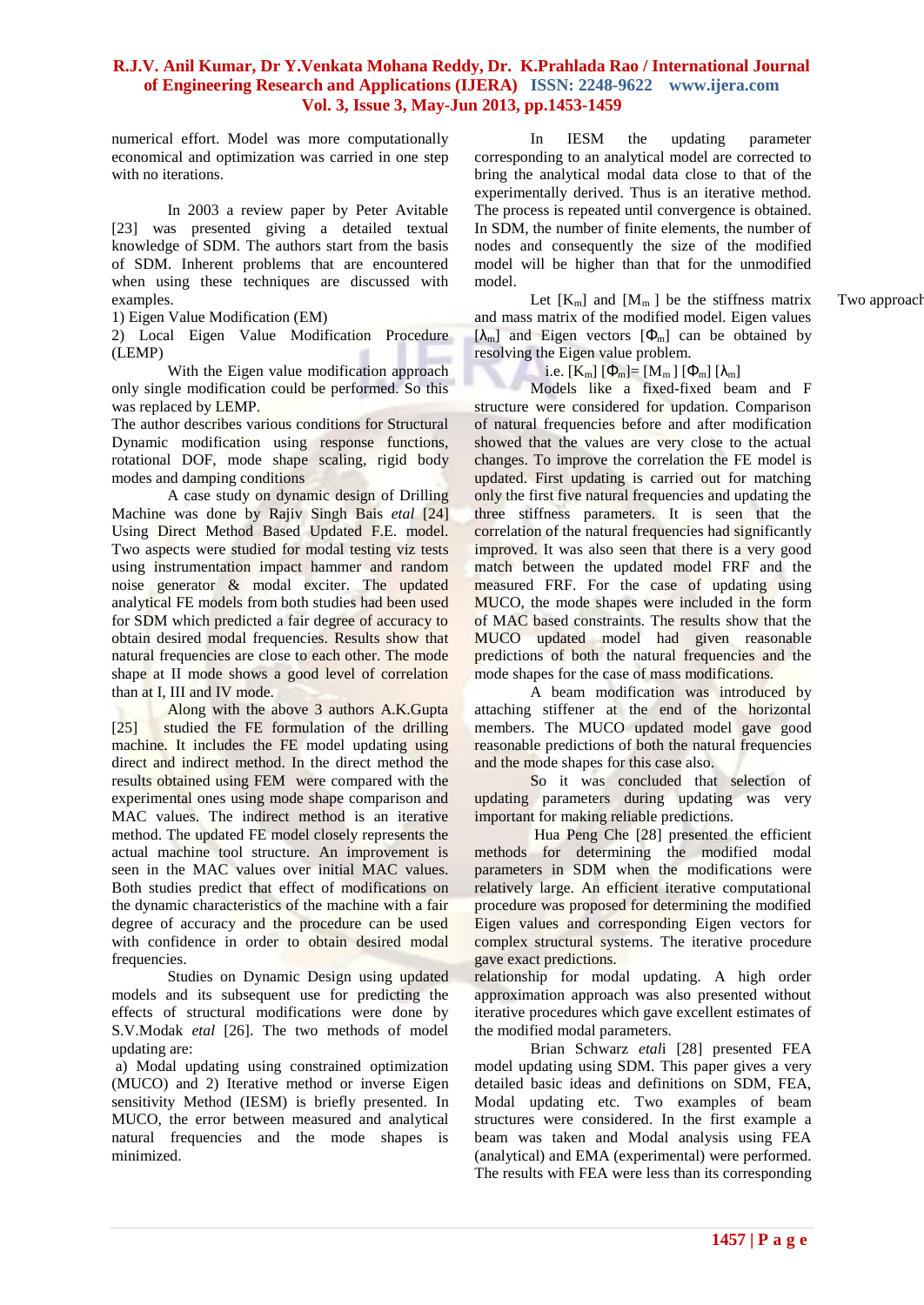numerical effort. Model was more computationally economical and optimization was carried in one step with no iterations.

In 2003 a review paper by Peter Avitable [23] was presented giving a detailed textual knowledge of SDM. The authors start from the basis of SDM. Inherent problems that are encountered when using these techniques are discussed with examples.

1) Eigen Value Modification (EM)
2) Local Eigen Value Modification Procedure (LEMP)

With the Eigen value modification approach only single modification could be performed. So this was replaced by LEMP.

The author describes various conditions for Structural Dynamic modification using response functions, rotational DOF, mode shape scaling, rigid body modes and damping conditions

A case study on dynamic design of Drilling Machine was done by Rajiv Singh Bais *etal* [24] Using Direct Method Based Updated F.E. model. Two aspects were studied for modal testing viz tests using instrumentation impact hammer and random noise generator & modal exciter. The updated analytical FE models from both studies had been used for SDM which predicted a fair degree of accuracy to obtain desired modal frequencies. Results show that natural frequencies are close to each other. The mode shape at II mode shows a good level of correlation than at I, III and IV mode.

Along with the above 3 authors A.K.Gupta [25] studied the FE formulation of the drilling machine. It includes the FE model updating using direct and indirect method. In the direct method the results obtained using FEM were compared with the experimental ones using mode shape comparison and MAC values. The indirect method is an iterative method. The updated FE model closely represents the actual machine tool structure. An improvement is seen in the MAC values over initial MAC values. Both studies predict that effect of modifications on the dynamic characteristics of the machine with a fair degree of accuracy and the procedure can be used with confidence in order to obtain desired modal frequencies.

Studies on Dynamic Design using updated models and its subsequent use for predicting the effects of structural modifications were done by S.V.Modak *etal* [26]. The two methods of model updating are:

a) Modal updating using constrained optimization (MUCO) and 2) Iterative method or inverse Eigen sensitivity Method (IESM) is briefly presented. In MUCO, the error between measured and analytical natural frequencies and the mode shapes is minimized.

In IESM the updating parameter corresponding to an analytical model are corrected to bring the analytical modal data close to that of the experimentally derived. Thus is an iterative method. The process is repeated until convergence is obtained. In SDM, the number of finite elements, the number of nodes and consequently the size of the modified model will be higher than that for the unmodified model.

Let $[K_m]$ and $[M_m]$ be the stiffness matrix and mass matrix of the modified model. Eigen values $[\lambda_m]$ and Eigen vectors $[\Phi_m]$ can be obtained by resolving the Eigen value problem.

i.e. $[K_m]\,[\Phi_m] = [M_m]\,[\Phi_m]\,[\lambda_m]$

Models like a fixed-fixed beam and F structure were considered for updation. Comparison of natural frequencies before and after modification showed that the values are very close to the actual changes. To improve the correlation the FE model is updated. First updating is carried out for matching only the first five natural frequencies and updating the three stiffness parameters. It is seen that the correlation of the natural frequencies had significantly improved. It was also seen that there is a very good match between the updated model FRF and the measured FRF. For the case of updating using MUCO, the mode shapes were included in the form of MAC based constraints. The results show that the MUCO updated model had given reasonable predictions of both the natural frequencies and the mode shapes for the case of mass modifications.

A beam modification was introduced by attaching stiffener at the end of the horizontal members. The MUCO updated model gave good reasonable predictions of both the natural frequencies and the mode shapes for this case also.

So it was concluded that selection of updating parameters during updating was very important for making reliable predictions.

Hua Peng Che [28] presented the efficient methods for determining the modified modal parameters in SDM when the modifications were relatively large. An efficient iterative computational procedure was proposed for determining the modified Eigen values and corresponding Eigen vectors for complex structural systems. The iterative procedure gave exact predictions.

relationship for modal updating. A high order approximation approach was also presented without iterative procedures which gave excellent estimates of the modified modal parameters.

Brian Schwarz *etal*i [28] presented FEA model updating using SDM. This paper gives a very detailed basic ideas and definitions on SDM, FEA, Modal updating etc. Two examples of beam structures were considered. In the first example a beam was taken and Modal analysis using FEA (analytical) and EMA (experimental) were performed. The results with FEA were less than its corresponding

Two approach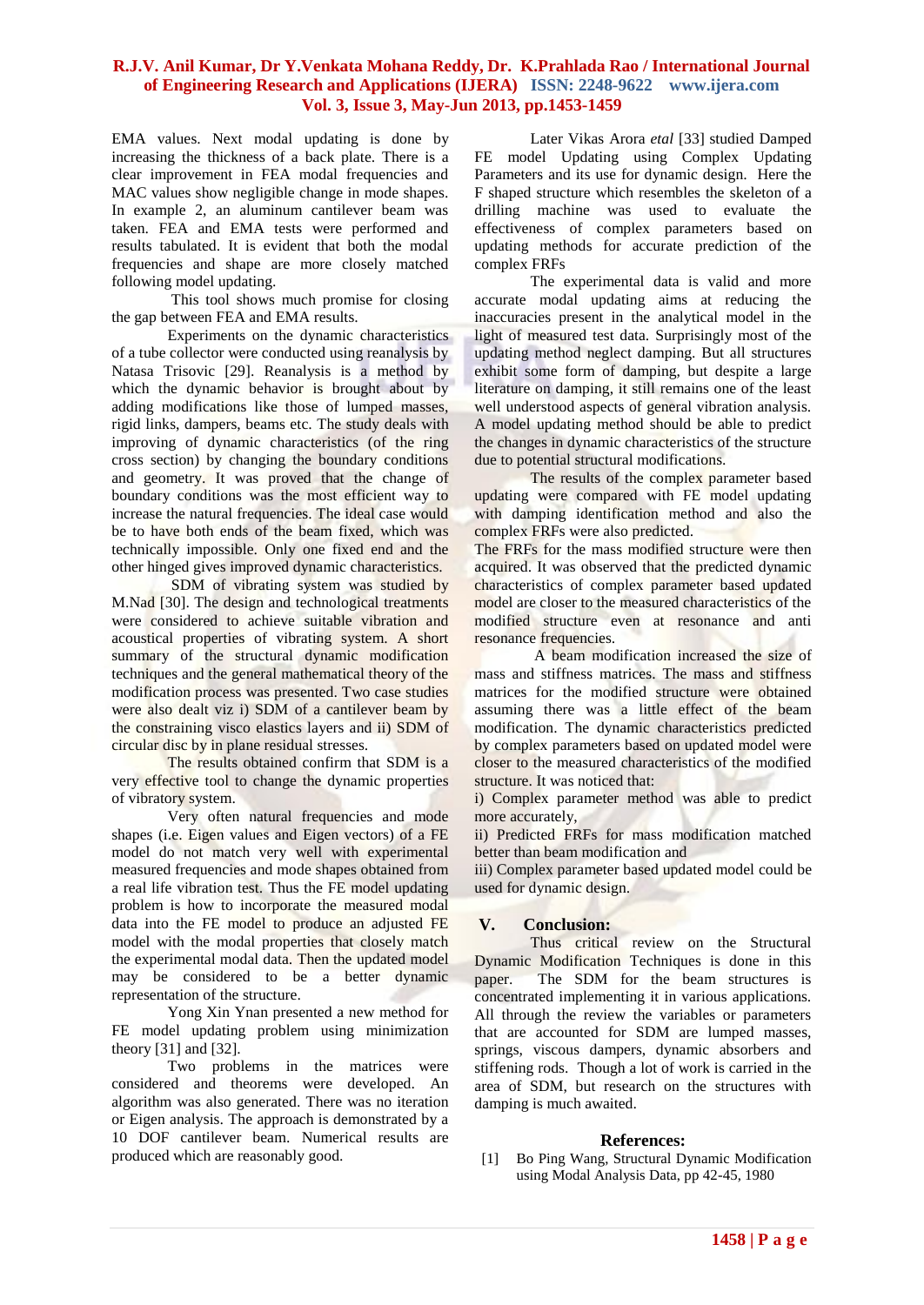EMA values. Next modal updating is done by increasing the thickness of a back plate. There is a clear improvement in FEA modal frequencies and MAC values show negligible change in mode shapes. In example 2, an aluminum cantilever beam was taken. FEA and EMA tests were performed and results tabulated. It is evident that both the modal frequencies and shape are more closely matched following model updating.

This tool shows much promise for closing the gap between FEA and EMA results.

Experiments on the dynamic characteristics of a tube collector were conducted using reanalysis by Natasa Trisovic [29]. Reanalysis is a method by which the dynamic behavior is brought about by adding modifications like those of lumped masses, rigid links, dampers, beams etc. The study deals with improving of dynamic characteristics (of the ring cross section) by changing the boundary conditions and geometry. It was proved that the change of boundary conditions was the most efficient way to increase the natural frequencies. The ideal case would be to have both ends of the beam fixed, which was technically impossible. Only one fixed end and the other hinged gives improved dynamic characteristics.

SDM of vibrating system was studied by M.Nad [30]. The design and technological treatments were considered to achieve suitable vibration and acoustical properties of vibrating system. A short summary of the structural dynamic modification techniques and the general mathematical theory of the modification process was presented. Two case studies were also dealt viz i) SDM of a cantilever beam by the constraining visco elastics layers and ii) SDM of circular disc by in plane residual stresses.

The results obtained confirm that SDM is a very effective tool to change the dynamic properties of vibratory system.

Very often natural frequencies and mode shapes (i.e. Eigen values and Eigen vectors) of a FE model do not match very well with experimental measured frequencies and mode shapes obtained from a real life vibration test. Thus the FE model updating problem is how to incorporate the measured modal data into the FE model to produce an adjusted FE model with the modal properties that closely match the experimental modal data. Then the updated model may be considered to be a better dynamic representation of the structure.

Yong Xin Ynan presented a new method for FE model updating problem using minimization theory [31] and [32].

Two problems in the matrices were considered and theorems were developed. An algorithm was also generated. There was no iteration or Eigen analysis. The approach is demonstrated by a 10 DOF cantilever beam. Numerical results are produced which are reasonably good.

Later Vikas Arora *etal* [33] studied Damped FE model Updating using Complex Updating Parameters and its use for dynamic design. Here the F shaped structure which resembles the skeleton of a drilling machine was used to evaluate the effectiveness of complex parameters based on updating methods for accurate prediction of the complex FRFs

The experimental data is valid and more accurate modal updating aims at reducing the inaccuracies present in the analytical model in the light of measured test data. Surprisingly most of the updating method neglect damping. But all structures exhibit some form of damping, but despite a large literature on damping, it still remains one of the least well understood aspects of general vibration analysis. A model updating method should be able to predict the changes in dynamic characteristics of the structure due to potential structural modifications.

The results of the complex parameter based updating were compared with FE model updating with damping identification method and also the complex FRFs were also predicted.

The FRFs for the mass modified structure were then acquired. It was observed that the predicted dynamic characteristics of complex parameter based updated model are closer to the measured characteristics of the modified structure even at resonance and anti resonance frequencies.

A beam modification increased the size of mass and stiffness matrices. The mass and stiffness matrices for the modified structure were obtained assuming there was a little effect of the beam modification. The dynamic characteristics predicted by complex parameters based on updated model were closer to the measured characteristics of the modified structure. It was noticed that:

i) Complex parameter method was able to predict more accurately,

ii) Predicted FRFs for mass modification matched better than beam modification and

iii) Complex parameter based updated model could be used for dynamic design.

## V. Conclusion:

Thus critical review on the Structural Dynamic Modification Techniques is done in this paper. The SDM for the beam structures is concentrated implementing it in various applications. All through the review the variables or parameters that are accounted for SDM are lumped masses, springs, viscous dampers, dynamic absorbers and stiffening rods. Though a lot of work is carried in the area of SDM, but research on the structures with damping is much awaited.

## References:

[1] Bo Ping Wang, Structural Dynamic Modification using Modal Analysis Data, pp 42-45, 1980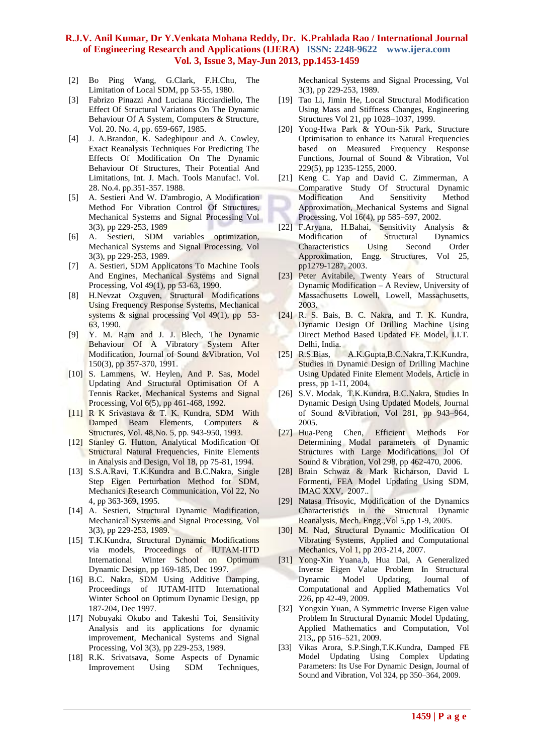[2] Bo Ping Wang, G.Clark, F.H.Chu, The Limitation of Local SDM, pp 53-55, 1980.

[3] Fabrizo Pinazzi And Luciana Ricciardiello, The Effect Of Structural Variations On The Dynamic Behaviour Of A System, Computers & Structure, Vol. 20. No. 4, pp. 659-667, 1985.

[4] J. A.Brandon, K. Sadeghipour and A. Cowley, Exact Reanalysis Techniques For Predicting The Effects Of Modification On The Dynamic Behaviour Of Structures, Their Potential And Limitations, Int. J. Mach. Tools Manufac!. Vol. 28. No.4. pp.351-357. 1988.

[5] A. Sestieri And W. D'ambrogio, A Modification Method For Vibration Control Of Structures, Mechanical Systems and Signal Processing Vol 3(3), pp 229-253, 1989

[6] A. Sestieri, SDM variables optimization, Mechanical Systems and Signal Processing, Vol 3(3), pp 229-253, 1989.

[7] A. Sestieri, SDM Applicatons To Machine Tools And Engines, Mechanical Systems and Signal Processing, Vol 49(1), pp 53-63, 1990.

[8] H.Nevzat Ozguven, Structural Modifications Using Frequency Response Systems, Mechanical systems & signal processing Vol 49(1), pp 53-63, 1990.

[9] Y. M. Ram and J. J. Blech, The Dynamic Behaviour Of A Vibratory System After Modification, Journal of Sound &Vibration, Vol 150(3), pp 357-370, 1991.

[10] S. Lammens, W. Heylen, And P. Sas, Model Updating And Structural Optimisation Of A Tennis Racket, Mechanical Systems and Signal Processing, Vol 6(5), pp 461-468, 1992.

[11] R K Srivastava & T. K. Kundra, SDM With Damped Beam Elements, Computers & Structures, Vol. 48,No. 5, pp. 943-950, 1993.

[12] Stanley G. Hutton, Analytical Modification Of Structural Natural Frequencies, Finite Elements in Analysis and Design, Vol 18, pp 75-81, 1994.

[13] S.S.A.Ravi, T.K.Kundra and B.C.Nakra, Single Step Eigen Perturbation Method for SDM, Mechanics Research Communication, Vol 22, No 4, pp 363-369, 1995.

[14] A. Sestieri, Structural Dynamic Modification, Mechanical Systems and Signal Processing, Vol 3(3), pp 229-253, 1989.

[15] T.K.Kundra, Structural Dynamic Modifications via models, Proceedings of IUTAM-IITD International Winter School on Optimum Dynamic Design, pp 169-185, Dec 1997.

[16] B.C. Nakra, SDM Using Additive Damping, Proceedings of IUTAM-IITD International Winter School on Optimum Dynamic Design, pp 187-204, Dec 1997.

[17] Nobuyaki Okubo and Takeshi Toi, Sensitivity Analysis and its applications for dynamic improvement, Mechanical Systems and Signal Processing, Vol 3(3), pp 229-253, 1989.

[18] R.K. Srivatsava, Some Aspects of Dynamic Improvement Using SDM Techniques, Mechanical Systems and Signal Processing, Vol 3(3), pp 229-253, 1989.

[19] Tao Li, Jimin He, Local Structural Modification Using Mass and Stiffness Changes, Engineering Structures Vol 21, pp 1028–1037, 1999.

[20] Yong-Hwa Park & YOun-Sik Park, Structure Optimisation to enhance its Natural Frequencies based on Measured Frequency Response Functions, Journal of Sound & Vibration, Vol 229(5), pp 1235-1255, 2000.

[21] Keng C. Yap and David C. Zimmerman, A Comparative Study Of Structural Dynamic Modification And Sensitivity Method Approximation, Mechanical Systems and Signal Processing, Vol 16(4), pp 585–597, 2002.

[22] F.Aryana, H.Bahai, Sensitivity Analysis & Modification of Structural Dynamics Characteristics Using Second Order Approximation, Engg. Structures, Vol 25, pp1279-1287, 2003.

[23] Peter Avitabile, Twenty Years of Structural Dynamic Modification – A Review, University of Massachusetts Lowell, Lowell, Massachusetts, 2003.

[24] R. S. Bais, B. C. Nakra, and T. K. Kundra, Dynamic Design Of Drilling Machine Using Direct Method Based Updated FE Model, I.I.T. Delhi, India.

[25] R.S.Bias, A.K.Gupta,B.C.Nakra,T.K.Kundra, Studies in Dynamic Design of Drilling Machine Using Updated Finite Element Models, Article in press, pp 1-11, 2004.

[26] S.V. Modak, T.K.Kundra, B.C.Nakra, Studies In Dynamic Design Using Updated Models, Journal of Sound &Vibration, Vol 281, pp 943–964, 2005.

[27] Hua-Peng Chen, Efficient Methods For Determining Modal parameters of Dynamic Structures with Large Modifications, Jol Of Sound & Vibration, Vol 298, pp 462-470, 2006.

[28] Brain Schwaz & Mark Richarson, David L Formenti, FEA Model Updating Using SDM, IMAC XXV, 2007..

[29] Natasa Trisovic, Modification of the Dynamics Characteristics in the Structural Dynamic Reanalysis, Mech. Engg.,Vol 5,pp 1-9, 2005.

[30] M. Nad, Structural Dynamic Modification Of Vibrating Systems, Applied and Computational Mechanics, Vol 1, pp 203-214, 2007.

[31] Yong-Xin Yuana,b, Hua Dai, A Generalized Inverse Eigen Value Problem In Structural Dynamic Model Updating, Journal of Computational and Applied Mathematics Vol 226, pp 42-49, 2009.

[32] Yongxin Yuan, A Symmetric Inverse Eigen value Problem In Structural Dynamic Model Updating, Applied Mathematics and Computation, Vol 213,, pp 516–521, 2009.

[33] Vikas Arora, S.P.Singh,T.K.Kundra, Damped FE Model Updating Using Complex Updating Parameters: Its Use For Dynamic Design, Journal of Sound and Vibration, Vol 324, pp 350–364, 2009.